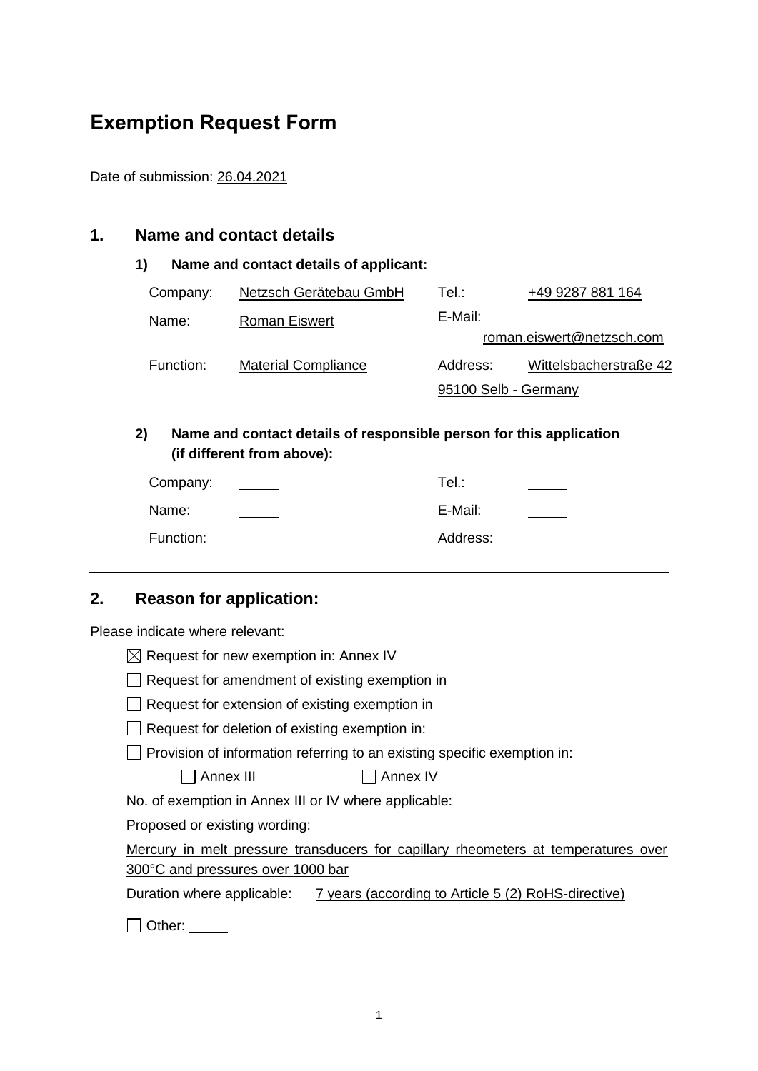# Exemption Request Form

Date of submission: 26.04.2021

## 1. Name and contact details

### 1) Name and contact details of applicant:

| | | | |
|---|---|---|---|
| Company: | Netzsch Gerätebau GmbH | Tel.: | +49 9287 881 164 |
| Name: | Roman Eiswert | E-Mail: | roman.eiswert@netzsch.com |
| Function: | Material Compliance | Address: | Wittelsbacherstraße 42 95100 Selb - Germany |

### 2) Name and contact details of responsible person for this application (if different from above):

| | | | |
|---|---|---|---|
| Company: | | Tel.: | |
| Name: | | E-Mail: | |
| Function: | | Address: | |

---

## 2. Reason for application:

Please indicate where relevant:

☒ Request for new exemption in: Annex IV

☐ Request for amendment of existing exemption in

☐ Request for extension of existing exemption in

☐ Request for deletion of existing exemption in:

☐ Provision of information referring to an existing specific exemption in:

☐ Annex III ☐ Annex IV

No. of exemption in Annex III or IV where applicable:

Proposed or existing wording:

Mercury in melt pressure transducers for capillary rheometers at temperatures over 300°C and pressures over 1000 bar

Duration where applicable: 7 years (according to Article 5 (2) RoHS-directive)

☐ Other: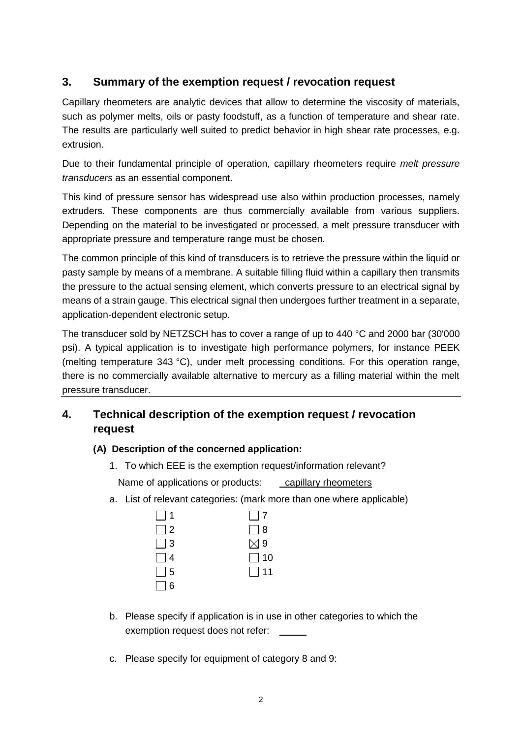## 3. Summary of the exemption request / revocation request

Capillary rheometers are analytic devices that allow to determine the viscosity of materials, such as polymer melts, oils or pasty foodstuff, as a function of temperature and shear rate. The results are particularly well suited to predict behavior in high shear rate processes, e.g. extrusion.

Due to their fundamental principle of operation, capillary rheometers require *melt pressure transducers* as an essential component.

This kind of pressure sensor has widespread use also within production processes, namely extruders. These components are thus commercially available from various suppliers. Depending on the material to be investigated or processed, a melt pressure transducer with appropriate pressure and temperature range must be chosen.

The common principle of this kind of transducers is to retrieve the pressure within the liquid or pasty sample by means of a membrane. A suitable filling fluid within a capillary then transmits the pressure to the actual sensing element, which converts pressure to an electrical signal by means of a strain gauge. This electrical signal then undergoes further treatment in a separate, application-dependent electronic setup.

The transducer sold by NETZSCH has to cover a range of up to 440 °C and 2000 bar (30'000 psi). A typical application is to investigate high performance polymers, for instance PEEK (melting temperature 343 °C), under melt processing conditions. For this operation range, there is no commercially available alternative to mercury as a filling material within the melt pressure transducer.

## 4. Technical description of the exemption request / revocation request

**(A) Description of the concerned application:**

1. To which EEE is the exemption request/information relevant?

   Name of applications or products: capillary rheometers

a. List of relevant categories: (mark more than one where applicable)

| | |
|---|---|
| ☐ 1 | ☐ 7 |
| ☐ 2 | ☐ 8 |
| ☐ 3 | ☒ 9 |
| ☐ 4 | ☐ 10 |
| ☐ 5 | ☐ 11 |
| ☐ 6 | |

b. Please specify if application is in use in other categories to which the exemption request does not refer: _____

c. Please specify for equipment of category 8 and 9: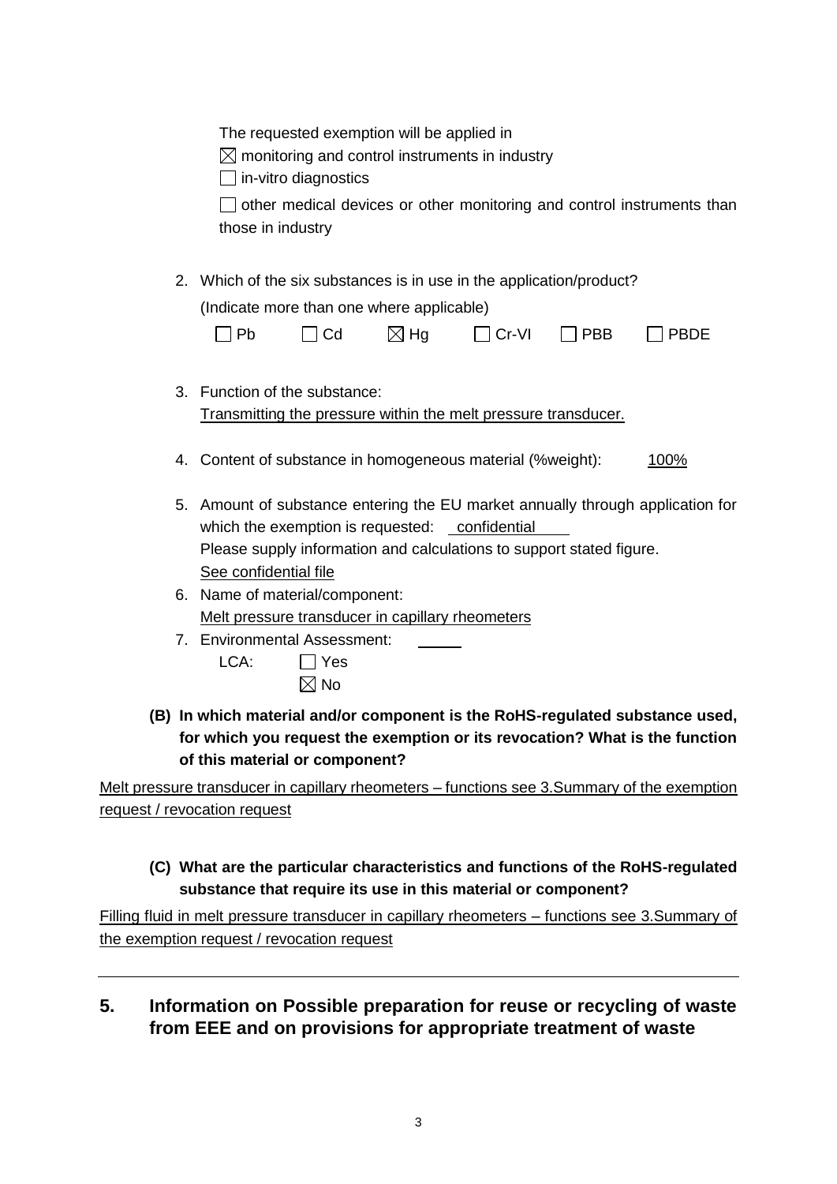The requested exemption will be applied in

☒ monitoring and control instruments in industry

☐ in-vitro diagnostics

☐ other medical devices or other monitoring and control instruments than those in industry

2. Which of the six substances is in use in the application/product?
   (Indicate more than one where applicable)

   ☐ Pb ☐ Cd ☒ Hg ☐ Cr-VI ☐ PBB ☐ PBDE

3. Function of the substance:
   Transmitting the pressure within the melt pressure transducer.

4. Content of substance in homogeneous material (%weight): 100%

5. Amount of substance entering the EU market annually through application for which the exemption is requested: confidential
   Please supply information and calculations to support stated figure.
   See confidential file

6. Name of material/component:
   Melt pressure transducer in capillary rheometers

7. Environmental Assessment:
   LCA: ☐ Yes
   ☒ No

**(B) In which material and/or component is the RoHS-regulated substance used, for which you request the exemption or its revocation? What is the function of this material or component?**

Melt pressure transducer in capillary rheometers – functions see 3.Summary of the exemption request / revocation request

**(C) What are the particular characteristics and functions of the RoHS-regulated substance that require its use in this material or component?**

Filling fluid in melt pressure transducer in capillary rheometers – functions see 3.Summary of the exemption request / revocation request

---

## 5. Information on Possible preparation for reuse or recycling of waste from EEE and on provisions for appropriate treatment of waste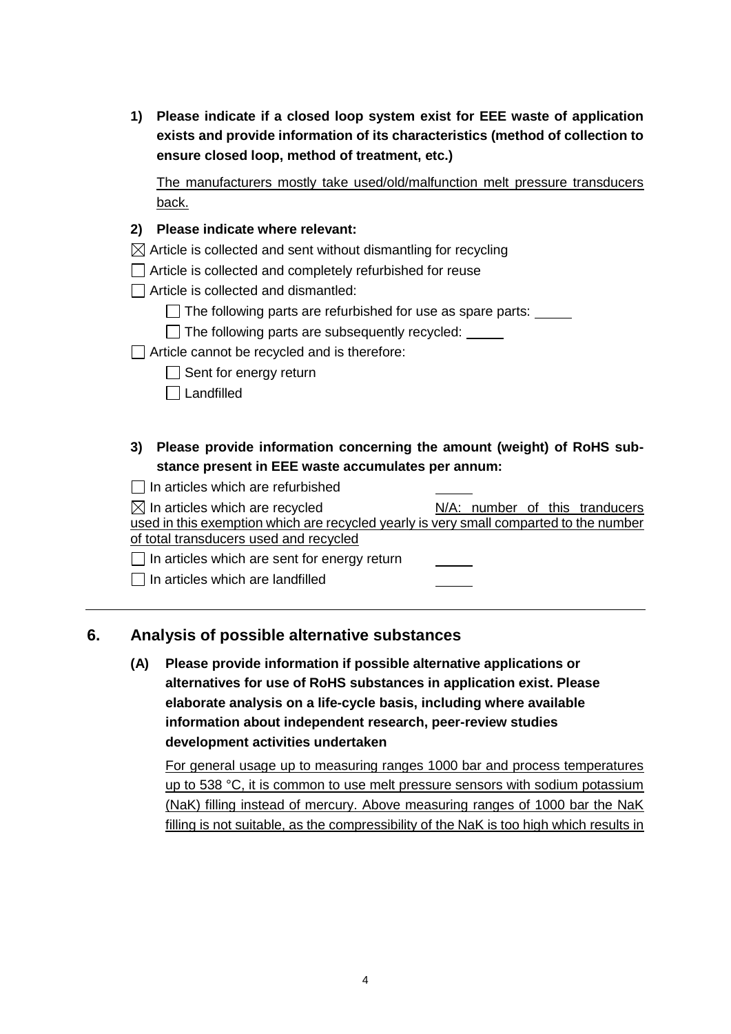1) **Please indicate if a closed loop system exist for EEE waste of application exists and provide information of its characteristics (method of collection to ensure closed loop, method of treatment, etc.)**

   The manufacturers mostly take used/old/malfunction melt pressure transducers back.

2) **Please indicate where relevant:**

☒ Article is collected and sent without dismantling for recycling

☐ Article is collected and completely refurbished for reuse

☐ Article is collected and dismantled:

  ☐ The following parts are refurbished for use as spare parts: _____

  ☐ The following parts are subsequently recycled: _____

☐ Article cannot be recycled and is therefore:

  ☐ Sent for energy return

  ☐ Landfilled

3) **Please provide information concerning the amount (weight) of RoHS substance present in EEE waste accumulates per annum:**

☐ In articles which are refurbished _____

☒ In articles which are recycled N/A: number of this tranducers used in this exemption which are recycled yearly is very small comparted to the number of total transducers used and recycled

☐ In articles which are sent for energy return _____

☐ In articles which are landfilled _____

## 6. Analysis of possible alternative substances

**(A) Please provide information if possible alternative applications or alternatives for use of RoHS substances in application exist. Please elaborate analysis on a life-cycle basis, including where available information about independent research, peer-review studies development activities undertaken**

For general usage up to measuring ranges 1000 bar and process temperatures up to 538 °C, it is common to use melt pressure sensors with sodium potassium (NaK) filling instead of mercury. Above measuring ranges of 1000 bar the NaK filling is not suitable, as the compressibility of the NaK is too high which results in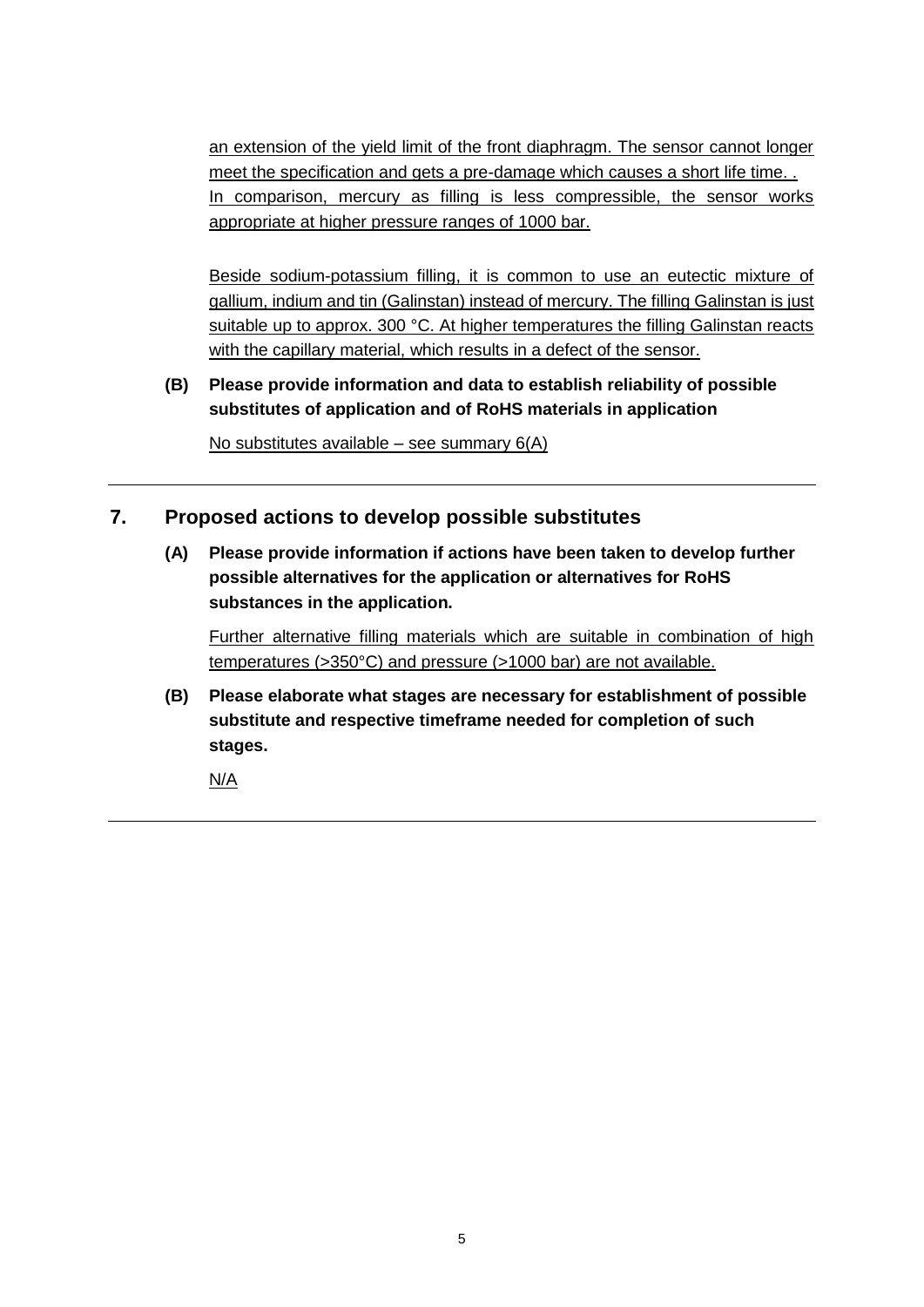an extension of the yield limit of the front diaphragm. The sensor cannot longer meet the specification and gets a pre-damage which causes a short life time. . In comparison, mercury as filling is less compressible, the sensor works appropriate at higher pressure ranges of 1000 bar.

Beside sodium-potassium filling, it is common to use an eutectic mixture of gallium, indium and tin (Galinstan) instead of mercury. The filling Galinstan is just suitable up to approx. 300 °C. At higher temperatures the filling Galinstan reacts with the capillary material, which results in a defect of the sensor.

**(B) Please provide information and data to establish reliability of possible substitutes of application and of RoHS materials in application**

No substitutes available – see summary 6(A)

---

## 7. Proposed actions to develop possible substitutes

**(A) Please provide information if actions have been taken to develop further possible alternatives for the application or alternatives for RoHS substances in the application.**

Further alternative filling materials which are suitable in combination of high temperatures (>350°C) and pressure (>1000 bar) are not available.

**(B) Please elaborate what stages are necessary for establishment of possible substitute and respective timeframe needed for completion of such stages.**

N/A

---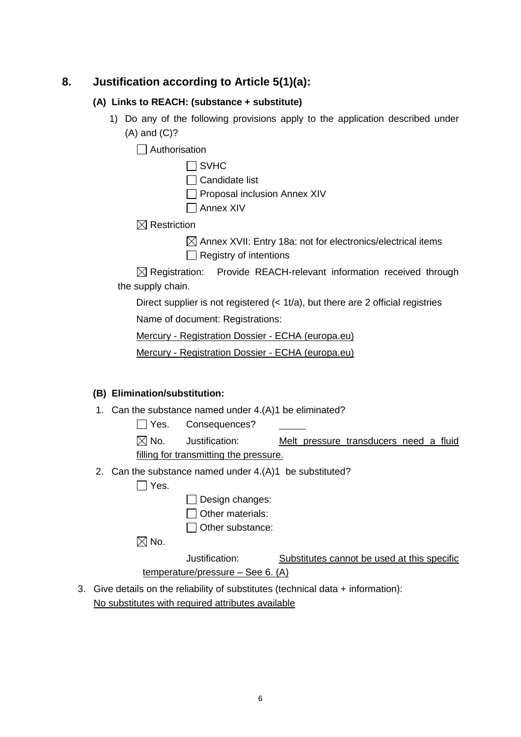## 8. Justification according to Article 5(1)(a):

### (A) Links to REACH: (substance + substitute)

1) Do any of the following provisions apply to the application described under (A) and (C)?

☐ Authorisation

☐ SVHC

☐ Candidate list

☐ Proposal inclusion Annex XIV

☐ Annex XIV

☒ Restriction

☒ Annex XVII: Entry 18a: not for electronics/electrical items

☐ Registry of intentions

☒ Registration: Provide REACH-relevant information received through the supply chain.

Direct supplier is not registered (< 1t/a), but there are 2 official registries

Name of document: Registrations:

Mercury - Registration Dossier - ECHA (europa.eu)

Mercury - Registration Dossier - ECHA (europa.eu)

### (B) Elimination/substitution:

1. Can the substance named under 4.(A)1 be eliminated?

   ☐ Yes. Consequences? _____

   ☒ No. Justification: Melt pressure transducers need a fluid filling for transmitting the pressure.

2. Can the substance named under 4.(A)1 be substituted?

   ☐ Yes.

   ☐ Design changes:

   ☐ Other materials:

   ☐ Other substance:

   ☒ No.

   Justification: Substitutes cannot be used at this specific temperature/pressure – See 6. (A)

3. Give details on the reliability of substitutes (technical data + information):
   No substitutes with required attributes available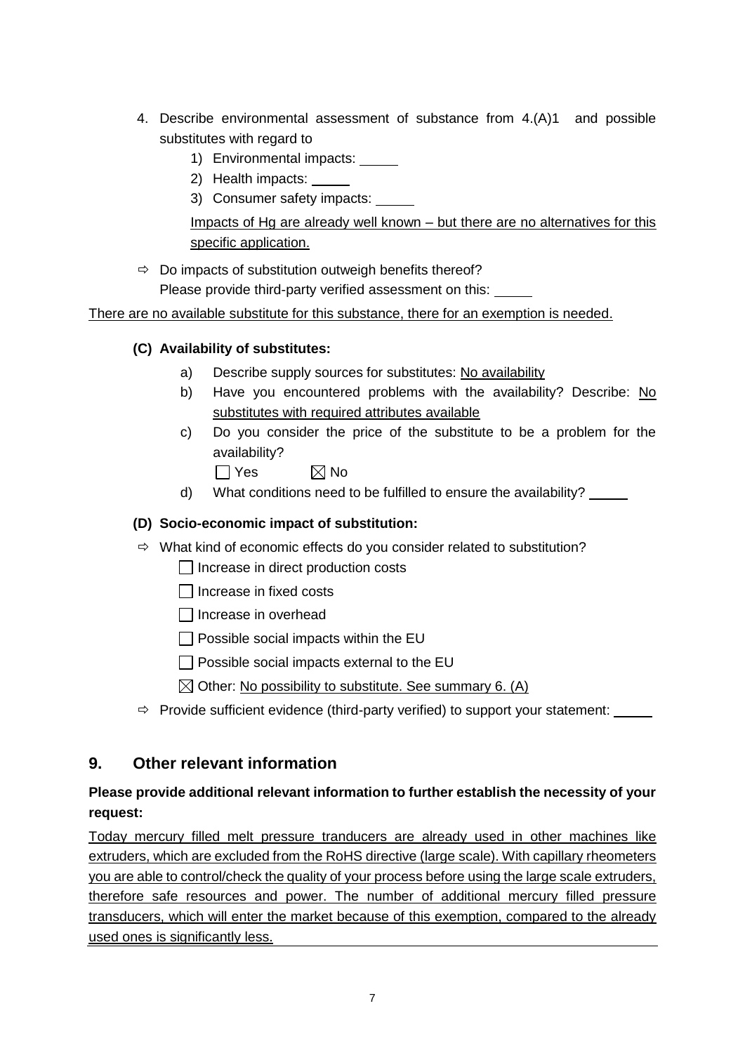4. Describe environmental assessment of substance from 4.(A)1 and possible substitutes with regard to
    1) Environmental impacts: _____
    2) Health impacts: _____
    3) Consumer safety impacts: _____

    Impacts of Hg are already well known – but there are no alternatives for this specific application.

⇨ Do impacts of substitution outweigh benefits thereof?
Please provide third-party verified assessment on this: _____

There are no available substitute for this substance, there for an exemption is needed.

**(C) Availability of substitutes:**

a) Describe supply sources for substitutes: No availability

b) Have you encountered problems with the availability? Describe: No substitutes with required attributes available

c) Do you consider the price of the substitute to be a problem for the availability?

☐ Yes ☒ No

d) What conditions need to be fulfilled to ensure the availability? _____

**(D) Socio-economic impact of substitution:**

⇨ What kind of economic effects do you consider related to substitution?

☐ Increase in direct production costs

☐ Increase in fixed costs

☐ Increase in overhead

☐ Possible social impacts within the EU

☐ Possible social impacts external to the EU

☒ Other: No possibility to substitute. See summary 6. (A)

⇨ Provide sufficient evidence (third-party verified) to support your statement: _____

## 9. Other relevant information

**Please provide additional relevant information to further establish the necessity of your request:**

Today mercury filled melt pressure tranducers are already used in other machines like extruders, which are excluded from the RoHS directive (large scale). With capillary rheometers you are able to control/check the quality of your process before using the large scale extruders, therefore safe resources and power. The number of additional mercury filled pressure transducers, which will enter the market because of this exemption, compared to the already used ones is significantly less.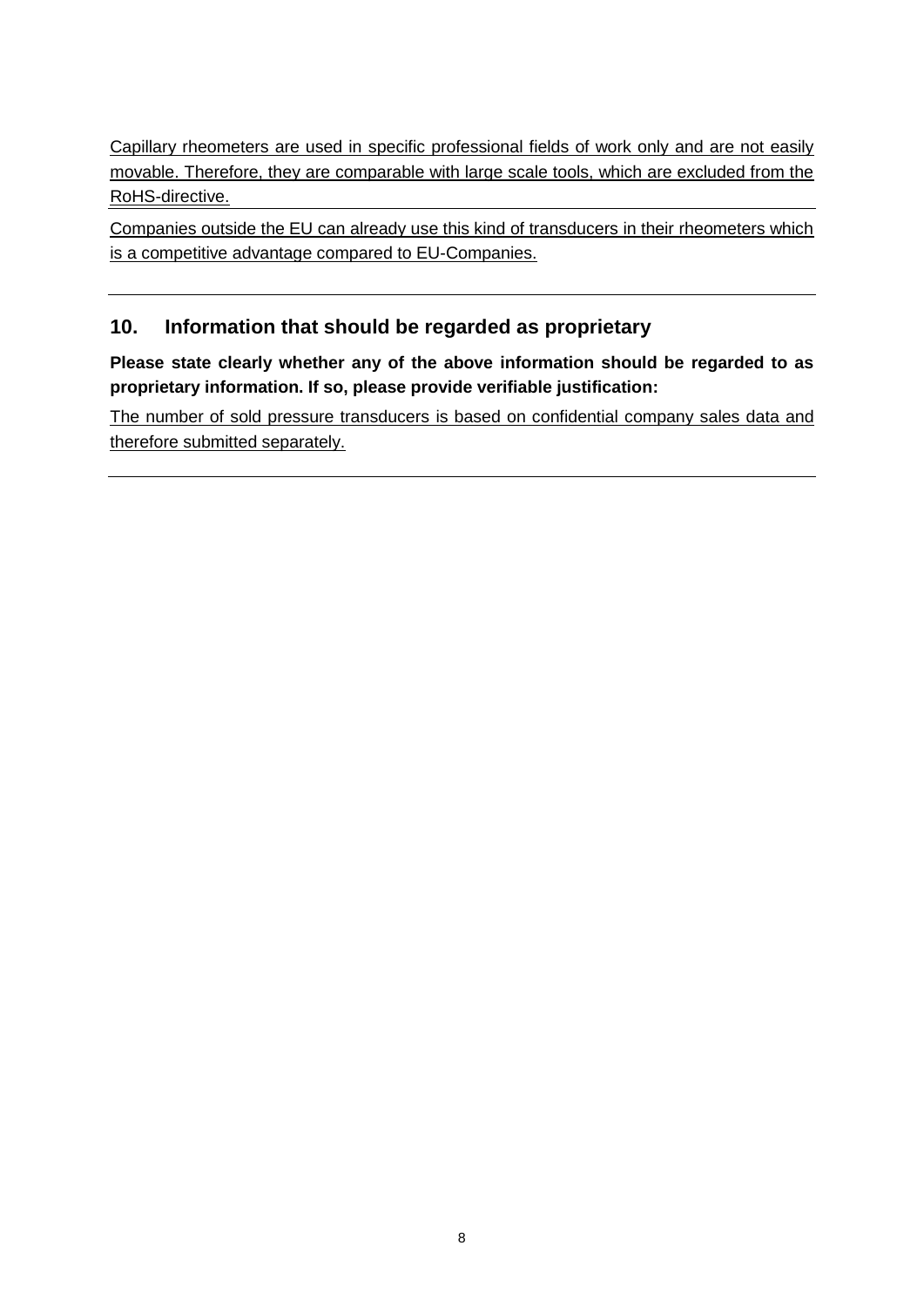Capillary rheometers are used in specific professional fields of work only and are not easily movable. Therefore, they are comparable with large scale tools, which are excluded from the RoHS-directive.

Companies outside the EU can already use this kind of transducers in their rheometers which is a competitive advantage compared to EU-Companies.

## 10. Information that should be regarded as proprietary

**Please state clearly whether any of the above information should be regarded to as proprietary information. If so, please provide verifiable justification:**

The number of sold pressure transducers is based on confidential company sales data and therefore submitted separately.